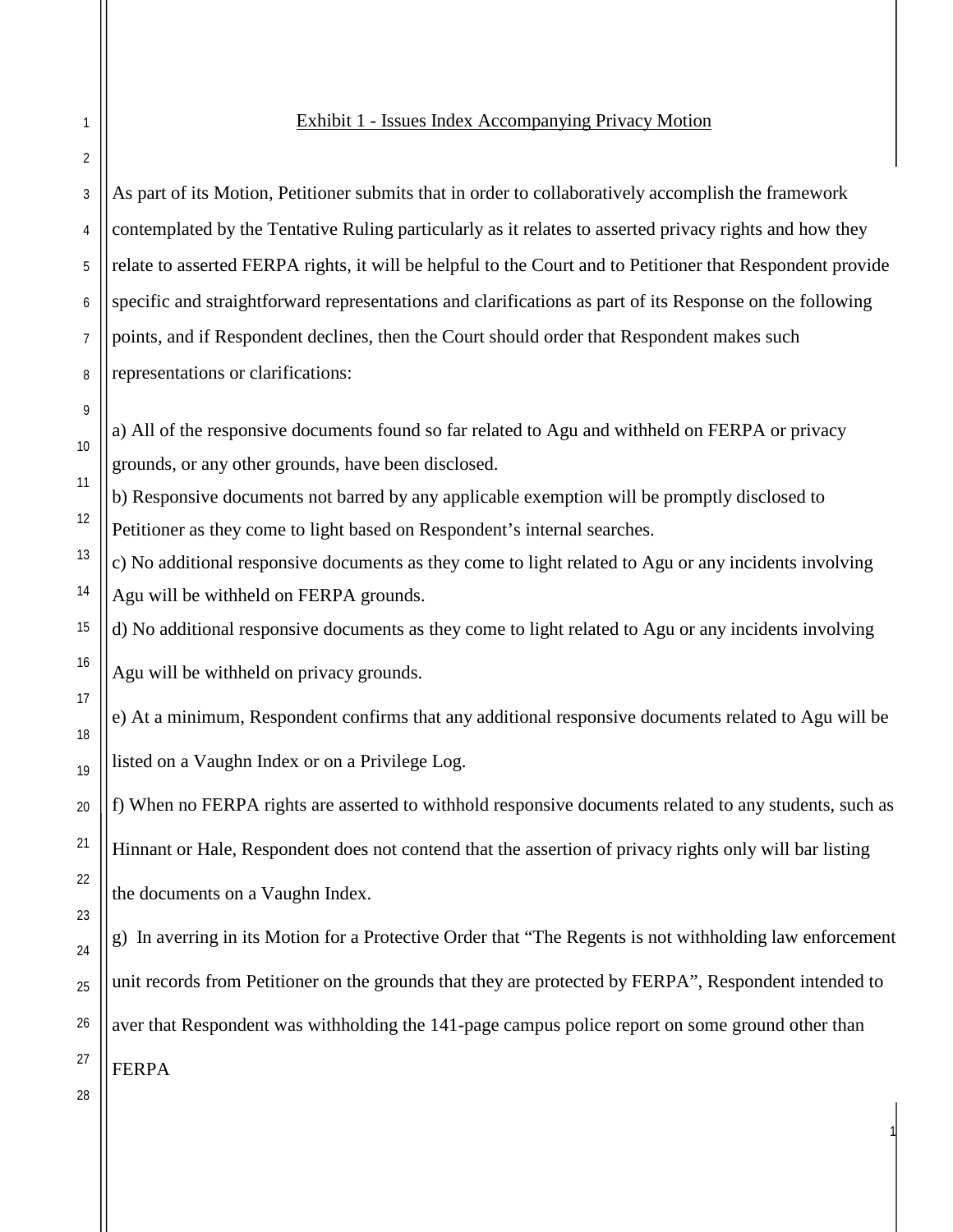Exhibit 1 - Issues Index Accompanying Privacy Motion

As part of its Motion, Petitioner submits that in order to collaboratively accomplish the framework contemplated by the Tentative Ruling particularly as it relates to asserted privacy rights and how they relate to asserted FERPA rights, it will be helpful to the Court and to Petitioner that Respondent provide specific and straightforward representations and clarifications as part of its Response on the following points, and if Respondent declines, then the Court should order that Respondent makes such representations or clarifications:

a) All of the responsive documents found so far related to Agu and withheld on FERPA or privacy grounds, or any other grounds, have been disclosed.

b) Responsive documents not barred by any applicable exemption will be promptly disclosed to Petitioner as they come to light based on Respondent's internal searches.

c) No additional responsive documents as they come to light related to Agu or any incidents involving Agu will be withheld on FERPA grounds.

d) No additional responsive documents as they come to light related to Agu or any incidents involving Agu will be withheld on privacy grounds.

e) At a minimum, Respondent confirms that any additional responsive documents related to Agu will be listed on a Vaughn Index or on a Privilege Log.

f) When no FERPA rights are asserted to withhold responsive documents related to any students, such as Hinnant or Hale, Respondent does not contend that the assertion of privacy rights only will bar listing the documents on a Vaughn Index.

g) In averring in its Motion for a Protective Order that "The Regents is not withholding law enforcement unit records from Petitioner on the grounds that they are protected by FERPA", Respondent intended to aver that Respondent was withholding the 141-page campus police report on some ground other than FERPA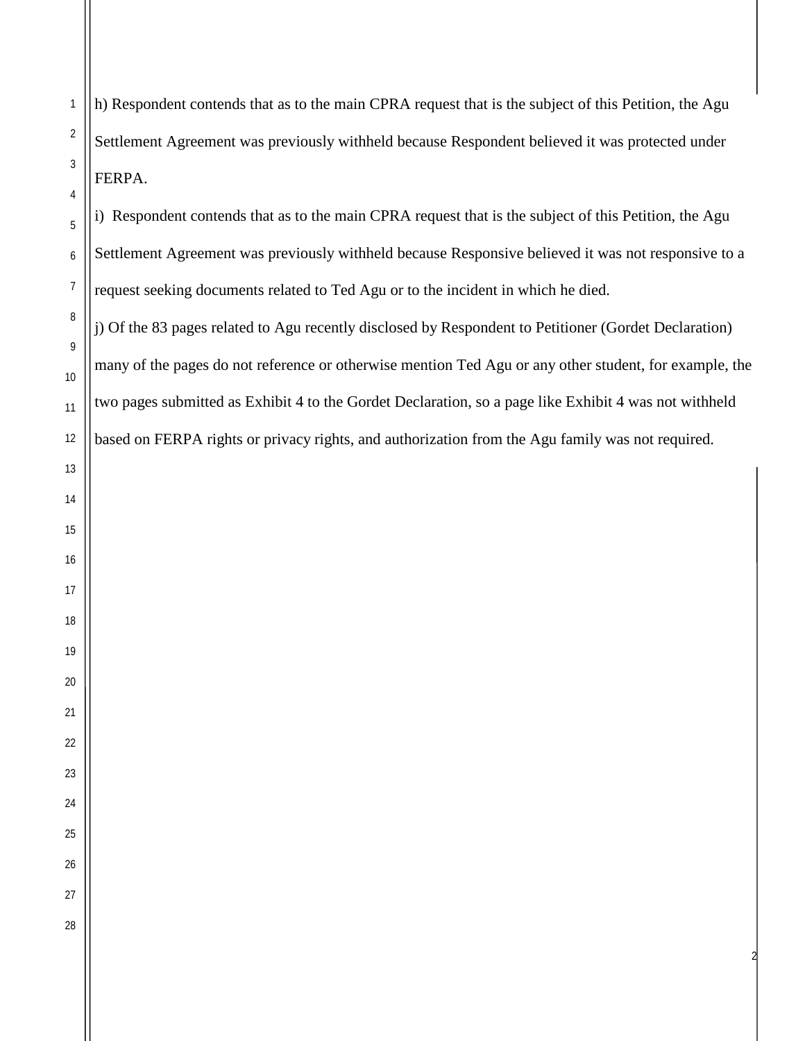h) Respondent contends that as to the main CPRA request that is the subject of this Petition, the Agu Settlement Agreement was previously withheld because Respondent believed it was protected under FERPA.

i) Respondent contends that as to the main CPRA request that is the subject of this Petition, the Agu Settlement Agreement was previously withheld because Responsive believed it was not responsive to a request seeking documents related to Ted Agu or to the incident in which he died.

j) Of the 83 pages related to Agu recently disclosed by Respondent to Petitioner (Gordet Declaration) many of the pages do not reference or otherwise mention Ted Agu or any other student, for example, the two pages submitted as Exhibit 4 to the Gordet Declaration, so a page like Exhibit 4 was not withheld based on FERPA rights or privacy rights, and authorization from the Agu family was not required.